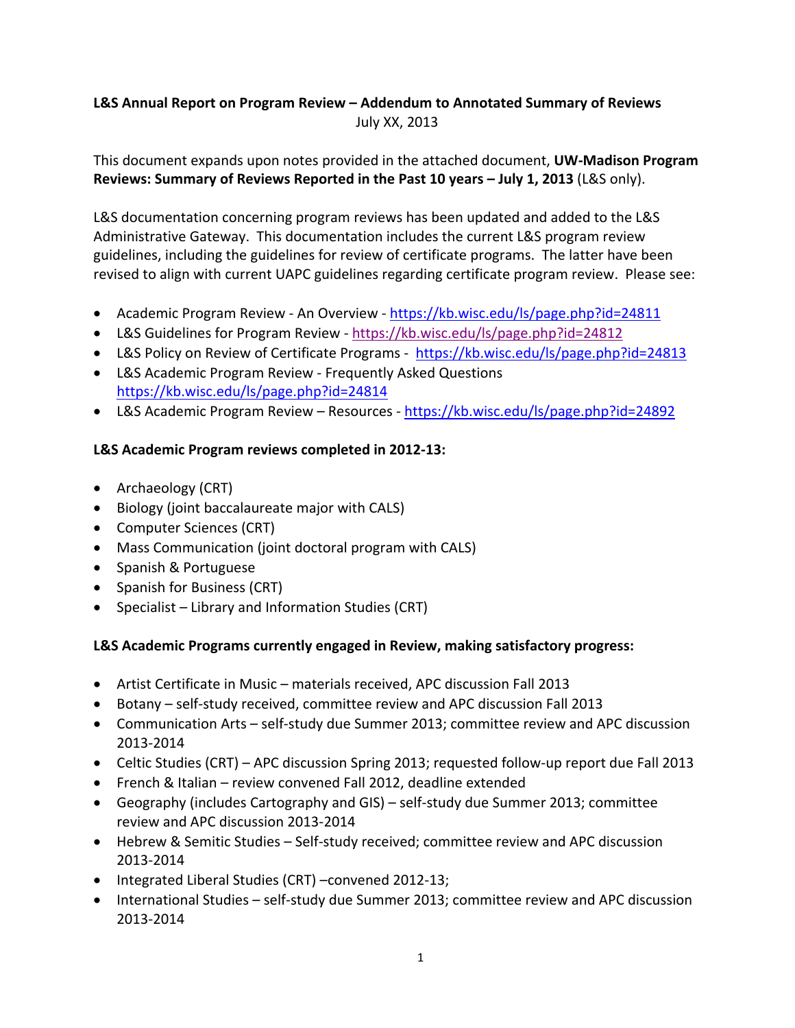**L&S Annual Report on Program Review – Addendum to Annotated Summary of Reviews**

July XX, 2013

This document expands upon notes provided in the attached document, **UW-Madison Program Reviews: Summary of Reviews Reported in the Past 10 years – July 1, 2013** (L&S only).

L&S documentation concerning program reviews has been updated and added to the L&S Administrative Gateway. This documentation includes the current L&S program review guidelines, including the guidelines for review of certificate programs. The latter have been revised to align with current UAPC guidelines regarding certificate program review. Please see:

- Academic Program Review - An Overview - https://kb.wisc.edu/ls/page.php?id=24811
- L&S Guidelines for Program Review - https://kb.wisc.edu/ls/page.php?id=24812
- L&S Policy on Review of Certificate Programs - https://kb.wisc.edu/ls/page.php?id=24813
- L&S Academic Program Review - Frequently Asked Questions https://kb.wisc.edu/ls/page.php?id=24814
- L&S Academic Program Review – Resources - https://kb.wisc.edu/ls/page.php?id=24892

**L&S Academic Program reviews completed in 2012-13:**

- Archaeology (CRT)
- Biology (joint baccalaureate major with CALS)
- Computer Sciences (CRT)
- Mass Communication (joint doctoral program with CALS)
- Spanish & Portuguese
- Spanish for Business (CRT)
- Specialist – Library and Information Studies (CRT)

**L&S Academic Programs currently engaged in Review, making satisfactory progress:**

- Artist Certificate in Music – materials received, APC discussion Fall 2013
- Botany – self-study received, committee review and APC discussion Fall 2013
- Communication Arts – self-study due Summer 2013; committee review and APC discussion 2013-2014
- Celtic Studies (CRT) – APC discussion Spring 2013; requested follow-up report due Fall 2013
- French & Italian – review convened Fall 2012, deadline extended
- Geography (includes Cartography and GIS) – self-study due Summer 2013; committee review and APC discussion 2013-2014
- Hebrew & Semitic Studies – Self-study received; committee review and APC discussion 2013-2014
- Integrated Liberal Studies (CRT) –convened 2012-13;
- International Studies – self-study due Summer 2013; committee review and APC discussion 2013-2014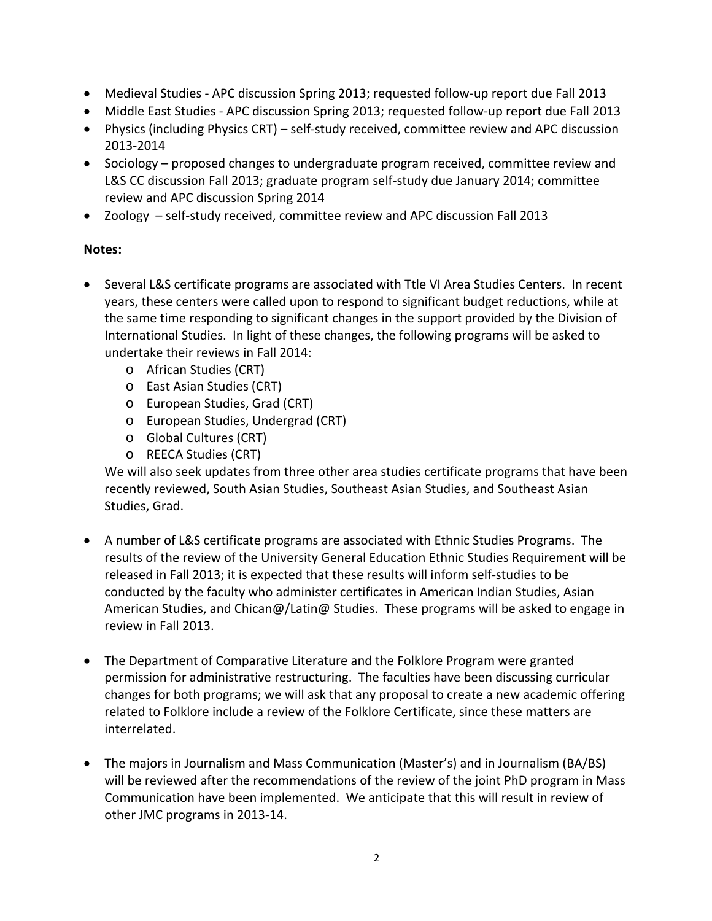- Medieval Studies - APC discussion Spring 2013; requested follow-up report due Fall 2013
- Middle East Studies - APC discussion Spring 2013; requested follow-up report due Fall 2013
- Physics (including Physics CRT) – self-study received, committee review and APC discussion 2013-2014
- Sociology – proposed changes to undergraduate program received, committee review and L&S CC discussion Fall 2013; graduate program self-study due January 2014; committee review and APC discussion Spring 2014
- Zoology – self-study received, committee review and APC discussion Fall 2013

**Notes:**

- Several L&S certificate programs are associated with Ttle VI Area Studies Centers. In recent years, these centers were called upon to respond to significant budget reductions, while at the same time responding to significant changes in the support provided by the Division of International Studies. In light of these changes, the following programs will be asked to undertake their reviews in Fall 2014:
    - African Studies (CRT)
    - East Asian Studies (CRT)
    - European Studies, Grad (CRT)
    - European Studies, Undergrad (CRT)
    - Global Cultures (CRT)
    - REECA Studies (CRT)

  We will also seek updates from three other area studies certificate programs that have been recently reviewed, South Asian Studies, Southeast Asian Studies, and Southeast Asian Studies, Grad.

- A number of L&S certificate programs are associated with Ethnic Studies Programs. The results of the review of the University General Education Ethnic Studies Requirement will be released in Fall 2013; it is expected that these results will inform self-studies to be conducted by the faculty who administer certificates in American Indian Studies, Asian American Studies, and Chican@/Latin@ Studies. These programs will be asked to engage in review in Fall 2013.

- The Department of Comparative Literature and the Folklore Program were granted permission for administrative restructuring. The faculties have been discussing curricular changes for both programs; we will ask that any proposal to create a new academic offering related to Folklore include a review of the Folklore Certificate, since these matters are interrelated.

- The majors in Journalism and Mass Communication (Master's) and in Journalism (BA/BS) will be reviewed after the recommendations of the review of the joint PhD program in Mass Communication have been implemented. We anticipate that this will result in review of other JMC programs in 2013-14.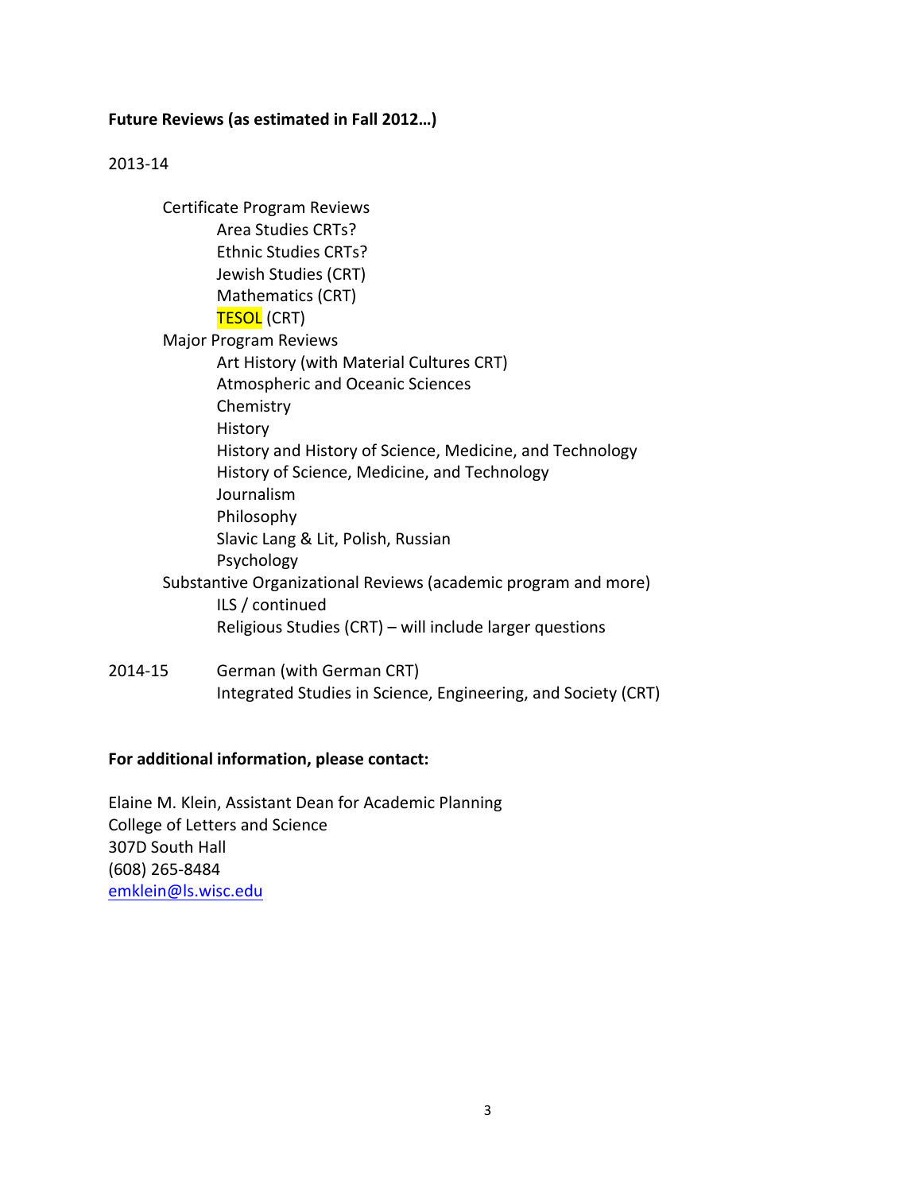**Future Reviews (as estimated in Fall 2012…)**

2013-14

- Certificate Program Reviews
  - Area Studies CRTs?
  - Ethnic Studies CRTs?
  - Jewish Studies (CRT)
  - Mathematics (CRT)
  - TESOL (CRT)
- Major Program Reviews
  - Art History (with Material Cultures CRT)
  - Atmospheric and Oceanic Sciences
  - Chemistry
  - History
  - History and History of Science, Medicine, and Technology
  - History of Science, Medicine, and Technology
  - Journalism
  - Philosophy
  - Slavic Lang & Lit, Polish, Russian
  - Psychology
- Substantive Organizational Reviews (academic program and more)
  - ILS / continued
  - Religious Studies (CRT) – will include larger questions

2014-15

- German (with German CRT)
- Integrated Studies in Science, Engineering, and Society (CRT)

**For additional information, please contact:**

Elaine M. Klein, Assistant Dean for Academic Planning
College of Letters and Science
307D South Hall
(608) 265-8484
emklein@ls.wisc.edu